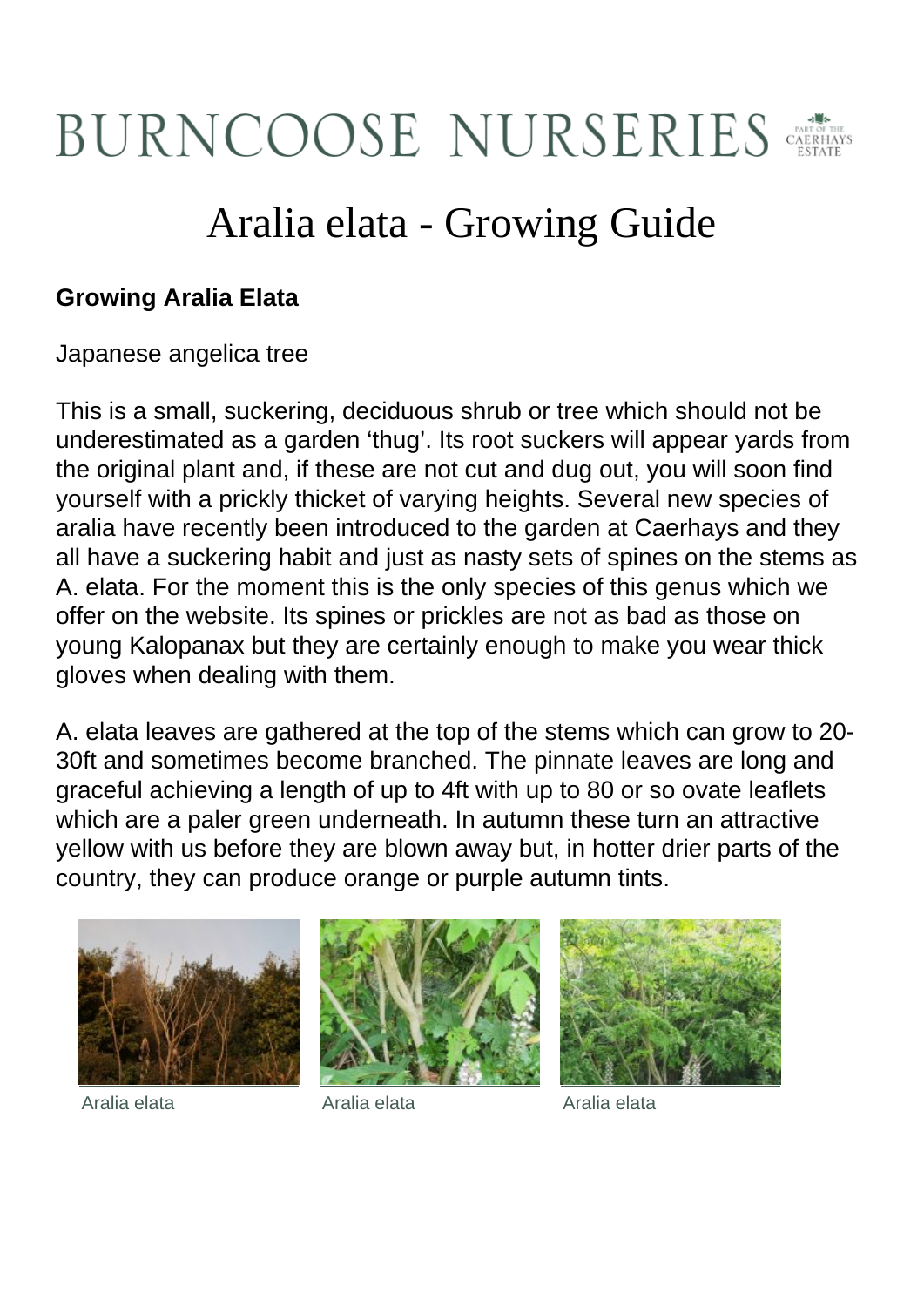# BURNCOOSE NURSERIES

## Aralia elata - Growing Guide

### Growing Aralia Elata

Japanese angelica tree

This is a small, suckering, deciduous shrub or tree which should not be underestimated as a garden 'thug'. Its root suckers will appear yards from the original plant and, if these are not cut and dug out, you will soon find yourself with a prickly thicket of varying heights. Several new species of aralia have recently been introduced to the garden at Caerhays and they all have a suckering habit and just as nasty sets of spines on the stems as A. elata. For the moment this is the only species of this genus which we offer on the website. Its spines or prickles are not as bad as those on young Kalopanax but they are certainly enough to make you wear thick gloves when dealing with them.

A. elata leaves are gathered at the top of the stems which can grow to 20-30ft and sometimes become branched. The pinnate leaves are long and graceful achieving a length of up to 4ft with up to 80 or so ovate leaflets which are a paler green underneath. In autumn these turn an attractive yellow with us before they are blown away but, in hotter drier parts of the country, they can produce orange or purple autumn tints.

Aralia elata

Aralia elata

Aralia elata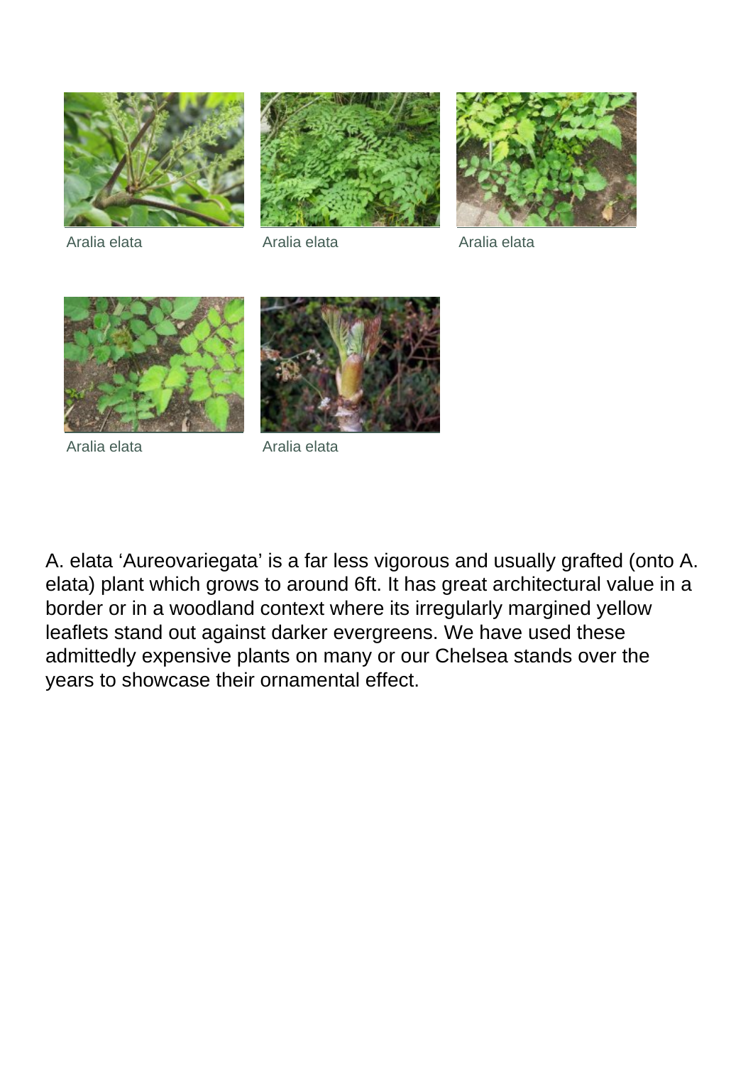Aralia elata

Aralia elata

Aralia elata

Aralia elata

Aralia elata

A. elata ‘Aureovariegata’ is a far less vigorous and usually grafted (onto A. elata) plant which grows to around 6ft. It has great architectural value in a border or in a woodland context where its irregularly margined yellow leaflets stand out against darker evergreens. We have used these admittedly expensive plants on many or our Chelsea stands over the years to showcase their ornamental effect.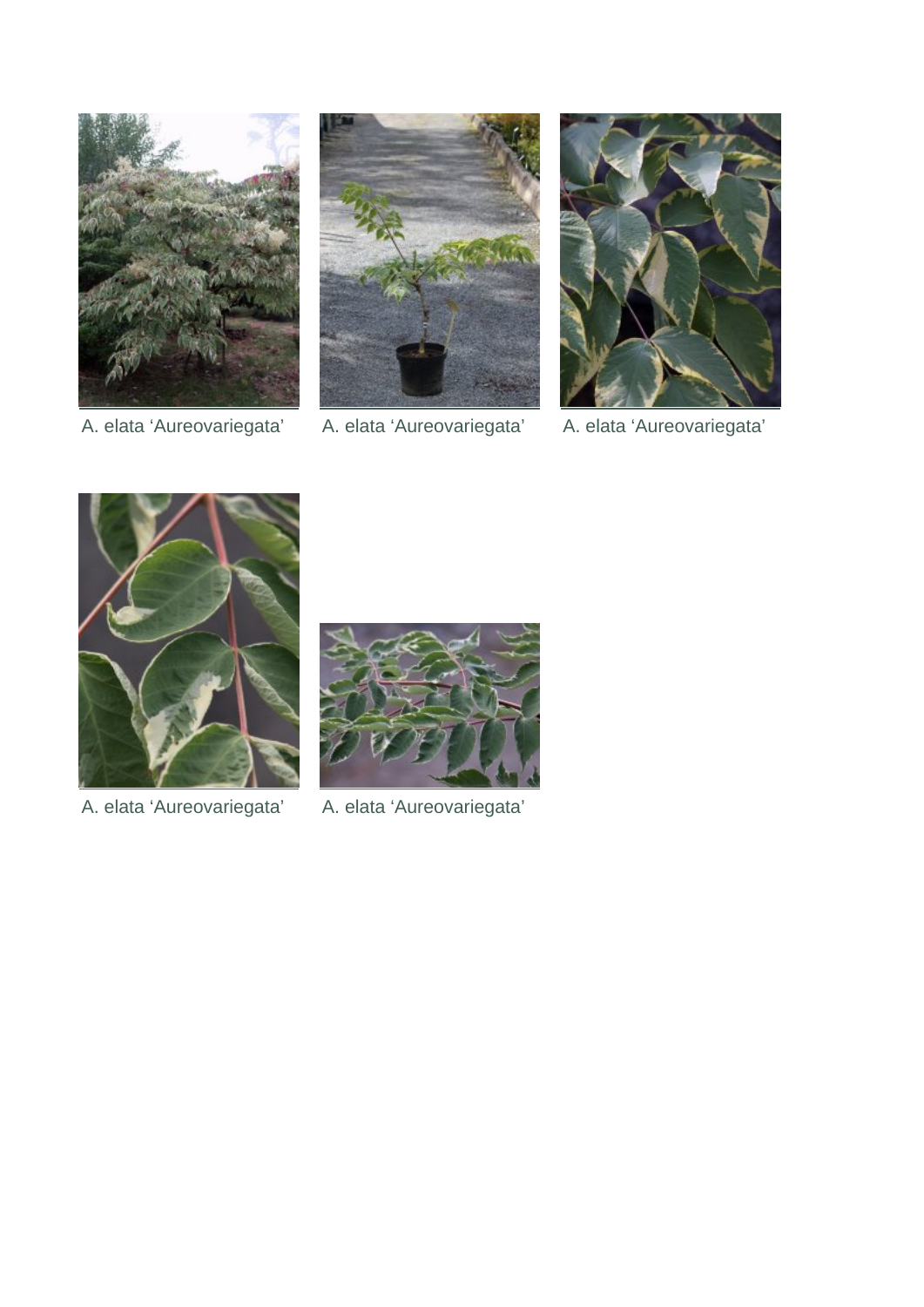A. elata ‘Aureovariegata’

A. elata ‘Aureovariegata’

A. elata ‘Aureovariegata’

A. elata ‘Aureovariegata’

A. elata ‘Aureovariegata’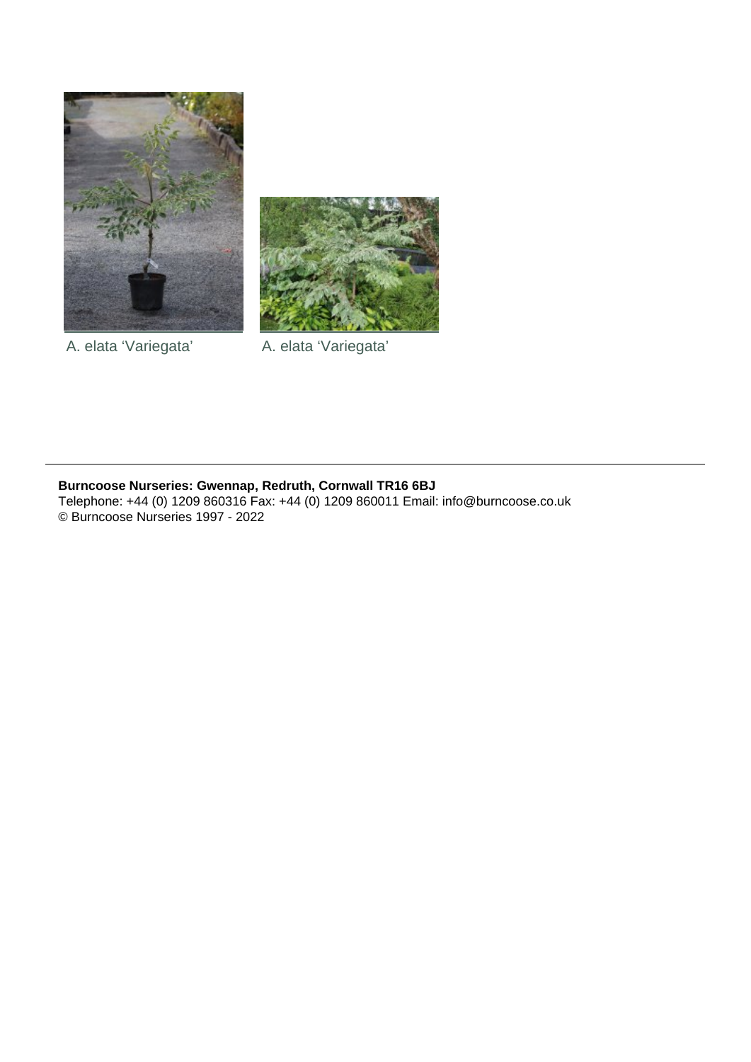A. elata 'Variegata'

A. elata 'Variegata'

**Burncoose Nurseries: Gwennap, Redruth, Cornwall TR16 6BJ**
Telephone: +44 (0) 1209 860316 Fax: +44 (0) 1209 860011 Email: info@burncoose.co.uk
© Burncoose Nurseries 1997 - 2022